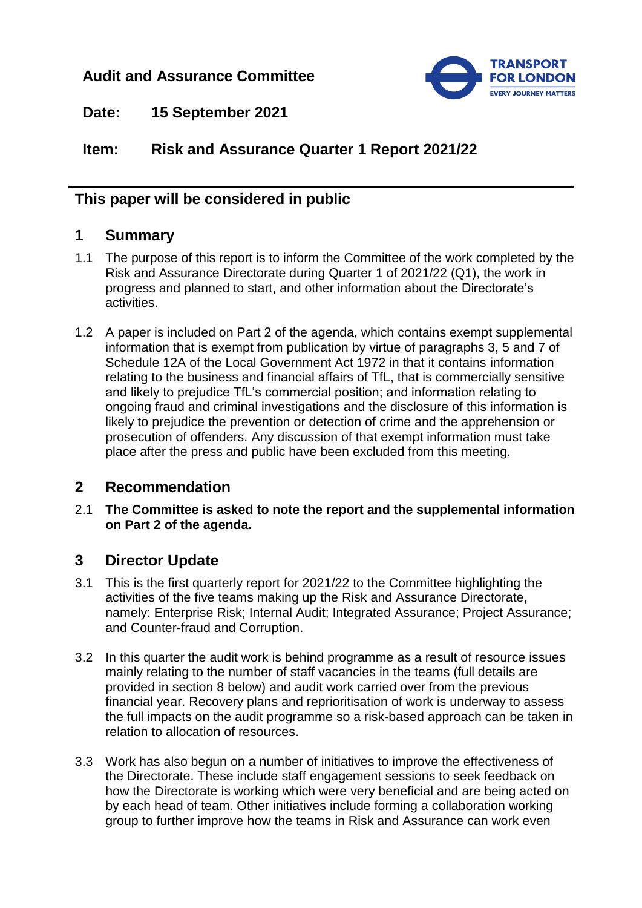**Audit and Assurance Committee**

**Date: 15 September 2021**

**Item: Risk and Assurance Quarter 1 Report 2021/22**

---

**This paper will be considered in public**

## 1 Summary

1.1 The purpose of this report is to inform the Committee of the work completed by the Risk and Assurance Directorate during Quarter 1 of 2021/22 (Q1), the work in progress and planned to start, and other information about the Directorate's activities.

1.2 A paper is included on Part 2 of the agenda, which contains exempt supplemental information that is exempt from publication by virtue of paragraphs 3, 5 and 7 of Schedule 12A of the Local Government Act 1972 in that it contains information relating to the business and financial affairs of TfL, that is commercially sensitive and likely to prejudice TfL's commercial position; and information relating to ongoing fraud and criminal investigations and the disclosure of this information is likely to prejudice the prevention or detection of crime and the apprehension or prosecution of offenders. Any discussion of that exempt information must take place after the press and public have been excluded from this meeting.

## 2 Recommendation

2.1 **The Committee is asked to note the report and the supplemental information on Part 2 of the agenda.**

## 3 Director Update

3.1 This is the first quarterly report for 2021/22 to the Committee highlighting the activities of the five teams making up the Risk and Assurance Directorate, namely: Enterprise Risk; Internal Audit; Integrated Assurance; Project Assurance; and Counter-fraud and Corruption.

3.2 In this quarter the audit work is behind programme as a result of resource issues mainly relating to the number of staff vacancies in the teams (full details are provided in section 8 below) and audit work carried over from the previous financial year. Recovery plans and reprioritisation of work is underway to assess the full impacts on the audit programme so a risk-based approach can be taken in relation to allocation of resources.

3.3 Work has also begun on a number of initiatives to improve the effectiveness of the Directorate. These include staff engagement sessions to seek feedback on how the Directorate is working which were very beneficial and are being acted on by each head of team. Other initiatives include forming a collaboration working group to further improve how the teams in Risk and Assurance can work even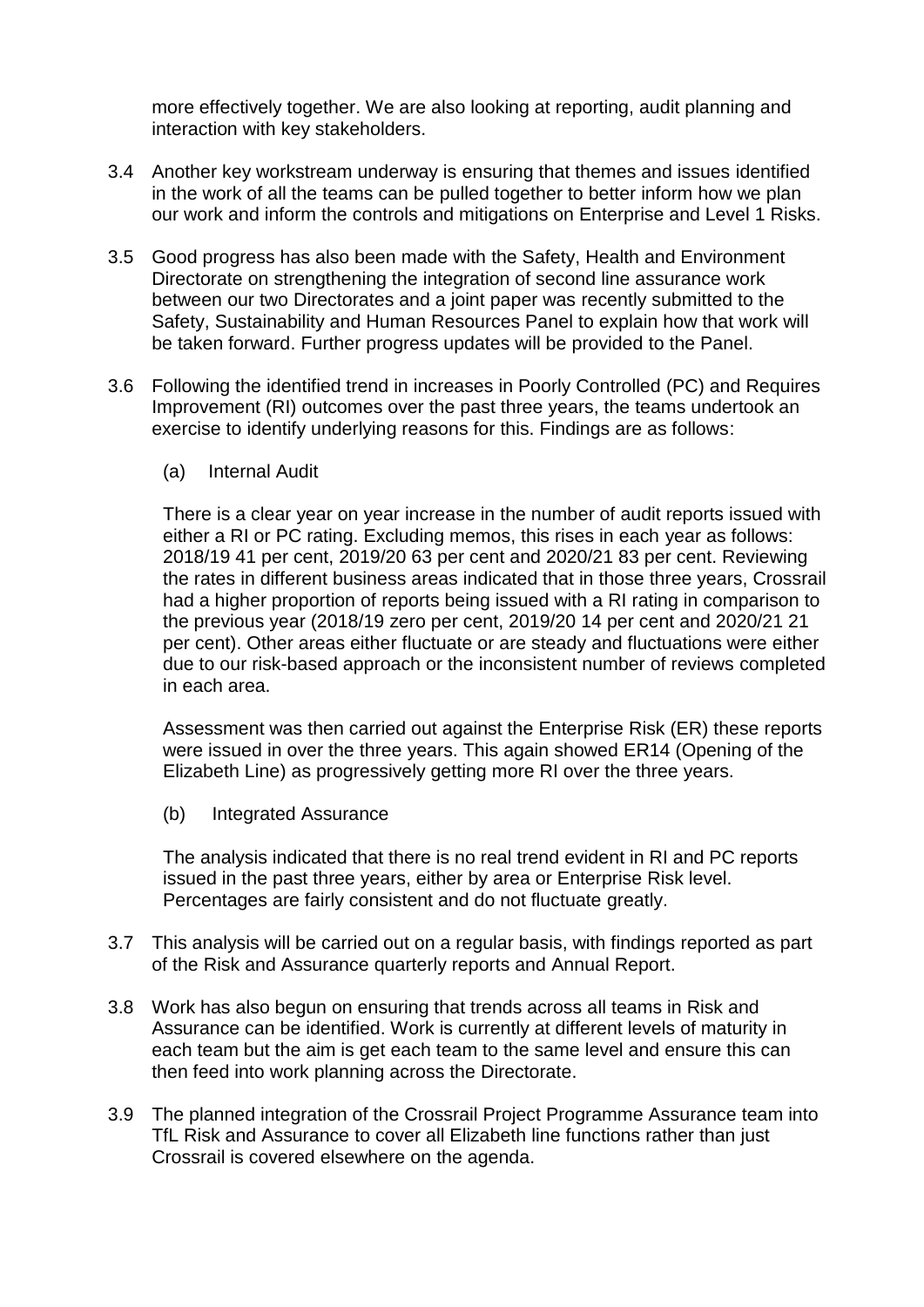more effectively together. We are also looking at reporting, audit planning and interaction with key stakeholders.

3.4 Another key workstream underway is ensuring that themes and issues identified in the work of all the teams can be pulled together to better inform how we plan our work and inform the controls and mitigations on Enterprise and Level 1 Risks.

3.5 Good progress has also been made with the Safety, Health and Environment Directorate on strengthening the integration of second line assurance work between our two Directorates and a joint paper was recently submitted to the Safety, Sustainability and Human Resources Panel to explain how that work will be taken forward. Further progress updates will be provided to the Panel.

3.6 Following the identified trend in increases in Poorly Controlled (PC) and Requires Improvement (RI) outcomes over the past three years, the teams undertook an exercise to identify underlying reasons for this. Findings are as follows:

(a) Internal Audit

There is a clear year on year increase in the number of audit reports issued with either a RI or PC rating. Excluding memos, this rises in each year as follows: 2018/19 41 per cent, 2019/20 63 per cent and 2020/21 83 per cent. Reviewing the rates in different business areas indicated that in those three years, Crossrail had a higher proportion of reports being issued with a RI rating in comparison to the previous year (2018/19 zero per cent, 2019/20 14 per cent and 2020/21 21 per cent). Other areas either fluctuate or are steady and fluctuations were either due to our risk-based approach or the inconsistent number of reviews completed in each area.

Assessment was then carried out against the Enterprise Risk (ER) these reports were issued in over the three years. This again showed ER14 (Opening of the Elizabeth Line) as progressively getting more RI over the three years.

(b) Integrated Assurance

The analysis indicated that there is no real trend evident in RI and PC reports issued in the past three years, either by area or Enterprise Risk level. Percentages are fairly consistent and do not fluctuate greatly.

3.7 This analysis will be carried out on a regular basis, with findings reported as part of the Risk and Assurance quarterly reports and Annual Report.

3.8 Work has also begun on ensuring that trends across all teams in Risk and Assurance can be identified. Work is currently at different levels of maturity in each team but the aim is get each team to the same level and ensure this can then feed into work planning across the Directorate.

3.9 The planned integration of the Crossrail Project Programme Assurance team into TfL Risk and Assurance to cover all Elizabeth line functions rather than just Crossrail is covered elsewhere on the agenda.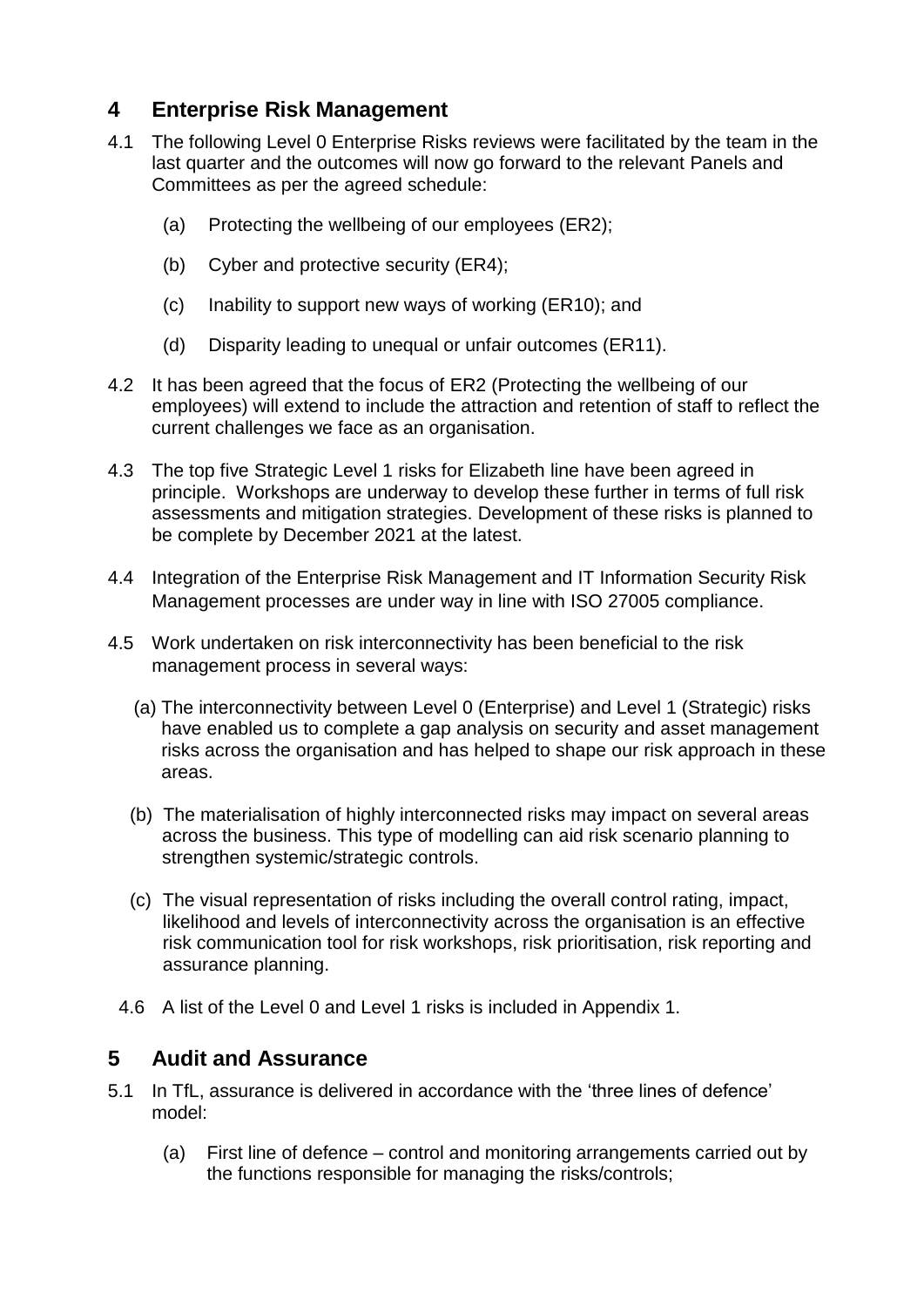## 4 Enterprise Risk Management

4.1 The following Level 0 Enterprise Risks reviews were facilitated by the team in the last quarter and the outcomes will now go forward to the relevant Panels and Committees as per the agreed schedule:

(a) Protecting the wellbeing of our employees (ER2);

(b) Cyber and protective security (ER4);

(c) Inability to support new ways of working (ER10); and

(d) Disparity leading to unequal or unfair outcomes (ER11).

4.2 It has been agreed that the focus of ER2 (Protecting the wellbeing of our employees) will extend to include the attraction and retention of staff to reflect the current challenges we face as an organisation.

4.3 The top five Strategic Level 1 risks for Elizabeth line have been agreed in principle. Workshops are underway to develop these further in terms of full risk assessments and mitigation strategies. Development of these risks is planned to be complete by December 2021 at the latest.

4.4 Integration of the Enterprise Risk Management and IT Information Security Risk Management processes are under way in line with ISO 27005 compliance.

4.5 Work undertaken on risk interconnectivity has been beneficial to the risk management process in several ways:

(a) The interconnectivity between Level 0 (Enterprise) and Level 1 (Strategic) risks have enabled us to complete a gap analysis on security and asset management risks across the organisation and has helped to shape our risk approach in these areas.

(b) The materialisation of highly interconnected risks may impact on several areas across the business. This type of modelling can aid risk scenario planning to strengthen systemic/strategic controls.

(c) The visual representation of risks including the overall control rating, impact, likelihood and levels of interconnectivity across the organisation is an effective risk communication tool for risk workshops, risk prioritisation, risk reporting and assurance planning.

4.6 A list of the Level 0 and Level 1 risks is included in Appendix 1.

## 5 Audit and Assurance

5.1 In TfL, assurance is delivered in accordance with the 'three lines of defence' model:

(a) First line of defence – control and monitoring arrangements carried out by the functions responsible for managing the risks/controls;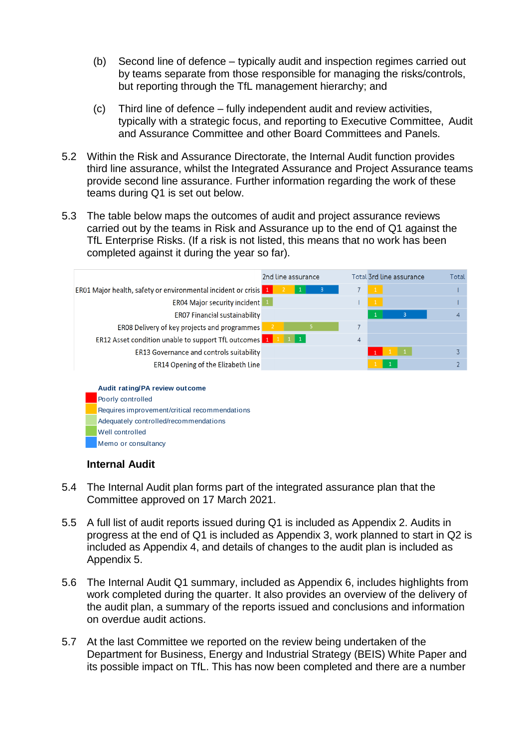(b) Second line of defence – typically audit and inspection regimes carried out by teams separate from those responsible for managing the risks/controls, but reporting through the TfL management hierarchy; and

(c) Third line of defence – fully independent audit and review activities, typically with a strategic focus, and reporting to Executive Committee, Audit and Assurance Committee and other Board Committees and Panels.

5.2 Within the Risk and Assurance Directorate, the Internal Audit function provides third line assurance, whilst the Integrated Assurance and Project Assurance teams provide second line assurance. Further information regarding the work of these teams during Q1 is set out below.

5.3 The table below maps the outcomes of audit and project assurance reviews carried out by the teams in Risk and Assurance up to the end of Q1 against the TfL Enterprise Risks. (If a risk is not listed, this means that no work has been completed against it during the year so far).

| | 2nd line assurance | Total | 3rd line assurance | Total |
|---|---|---|---|---|
| ER01 Major health, safety or environmental incident or crisis | Poorly controlled: 1; Requires improvement: 2; Well controlled: 1; Memo or consultancy: 3 | 7 | Requires improvement: 1 | 1 |
| ER04 Major security incident | Adequately controlled: 1 | 1 | Requires improvement: 1 | 1 |
| ER07 Financial sustainability | | | Well controlled: 1; Memo or consultancy: 3 | 4 |
| ER08 Delivery of key projects and programmes | Requires improvement: 2; Adequately controlled: 5 | 7 | | |
| ER12 Asset condition unable to support TfL outcomes | Poorly controlled: 1; Requires improvement: 1; Adequately controlled: 1; Well controlled: 1 | 4 | | |
| ER13 Governance and controls suitability | | | Poorly controlled: 1; Requires improvement: 1; Adequately controlled: 1 | 3 |
| ER14 Opening of the Elizabeth Line | | | Requires improvement: 1; Well controlled: 1 | 2 |

**Audit rating/PA review outcome**
- Poorly controlled
- Requires improvement/critical recommendations
- Adequately controlled/recommendations
- Well controlled
- Memo or consultancy

**Internal Audit**

5.4 The Internal Audit plan forms part of the integrated assurance plan that the Committee approved on 17 March 2021.

5.5 A full list of audit reports issued during Q1 is included as Appendix 2. Audits in progress at the end of Q1 is included as Appendix 3, work planned to start in Q2 is included as Appendix 4, and details of changes to the audit plan is included as Appendix 5.

5.6 The Internal Audit Q1 summary, included as Appendix 6, includes highlights from work completed during the quarter. It also provides an overview of the delivery of the audit plan, a summary of the reports issued and conclusions and information on overdue audit actions.

5.7 At the last Committee we reported on the review being undertaken of the Department for Business, Energy and Industrial Strategy (BEIS) White Paper and its possible impact on TfL. This has now been completed and there are a number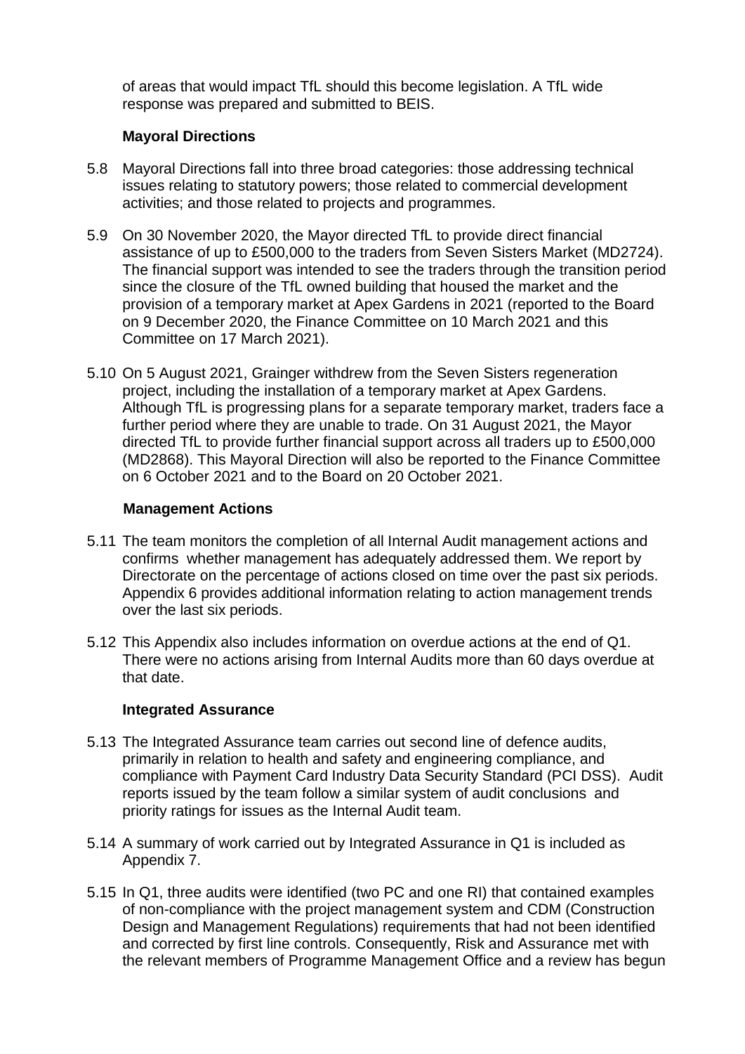of areas that would impact TfL should this become legislation. A TfL wide response was prepared and submitted to BEIS.

### Mayoral Directions

5.8 Mayoral Directions fall into three broad categories: those addressing technical issues relating to statutory powers; those related to commercial development activities; and those related to projects and programmes.

5.9 On 30 November 2020, the Mayor directed TfL to provide direct financial assistance of up to £500,000 to the traders from Seven Sisters Market (MD2724). The financial support was intended to see the traders through the transition period since the closure of the TfL owned building that housed the market and the provision of a temporary market at Apex Gardens in 2021 (reported to the Board on 9 December 2020, the Finance Committee on 10 March 2021 and this Committee on 17 March 2021).

5.10 On 5 August 2021, Grainger withdrew from the Seven Sisters regeneration project, including the installation of a temporary market at Apex Gardens. Although TfL is progressing plans for a separate temporary market, traders face a further period where they are unable to trade. On 31 August 2021, the Mayor directed TfL to provide further financial support across all traders up to £500,000 (MD2868). This Mayoral Direction will also be reported to the Finance Committee on 6 October 2021 and to the Board on 20 October 2021.

### Management Actions

5.11 The team monitors the completion of all Internal Audit management actions and confirms whether management has adequately addressed them. We report by Directorate on the percentage of actions closed on time over the past six periods. Appendix 6 provides additional information relating to action management trends over the last six periods.

5.12 This Appendix also includes information on overdue actions at the end of Q1. There were no actions arising from Internal Audits more than 60 days overdue at that date.

### Integrated Assurance

5.13 The Integrated Assurance team carries out second line of defence audits, primarily in relation to health and safety and engineering compliance, and compliance with Payment Card Industry Data Security Standard (PCI DSS). Audit reports issued by the team follow a similar system of audit conclusions and priority ratings for issues as the Internal Audit team.

5.14 A summary of work carried out by Integrated Assurance in Q1 is included as Appendix 7.

5.15 In Q1, three audits were identified (two PC and one RI) that contained examples of non-compliance with the project management system and CDM (Construction Design and Management Regulations) requirements that had not been identified and corrected by first line controls. Consequently, Risk and Assurance met with the relevant members of Programme Management Office and a review has begun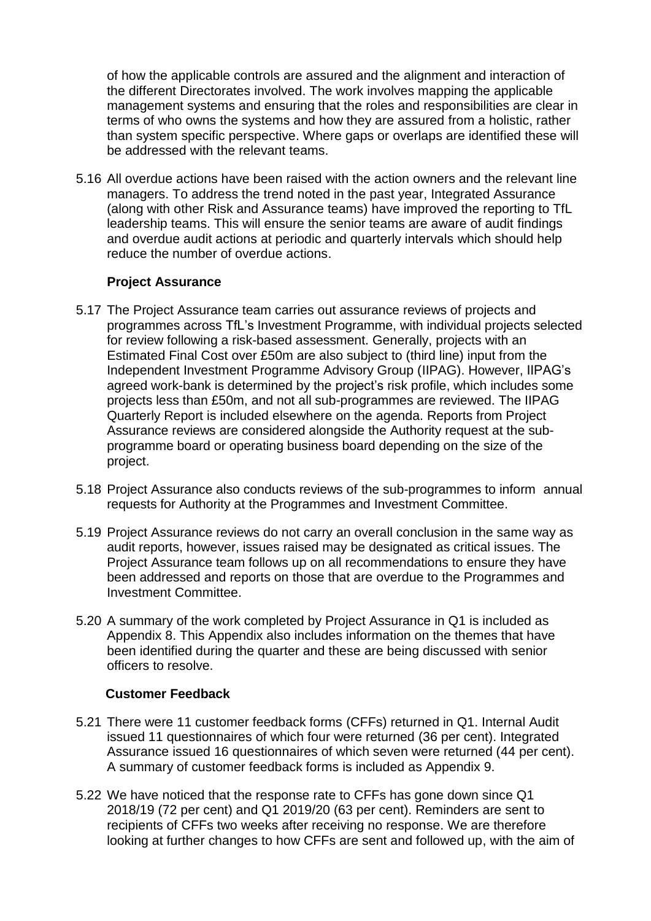of how the applicable controls are assured and the alignment and interaction of the different Directorates involved. The work involves mapping the applicable management systems and ensuring that the roles and responsibilities are clear in terms of who owns the systems and how they are assured from a holistic, rather than system specific perspective. Where gaps or overlaps are identified these will be addressed with the relevant teams.

5.16 All overdue actions have been raised with the action owners and the relevant line managers. To address the trend noted in the past year, Integrated Assurance (along with other Risk and Assurance teams) have improved the reporting to TfL leadership teams. This will ensure the senior teams are aware of audit findings and overdue audit actions at periodic and quarterly intervals which should help reduce the number of overdue actions.

### Project Assurance

5.17 The Project Assurance team carries out assurance reviews of projects and programmes across TfL's Investment Programme, with individual projects selected for review following a risk-based assessment. Generally, projects with an Estimated Final Cost over £50m are also subject to (third line) input from the Independent Investment Programme Advisory Group (IIPAG). However, IIPAG's agreed work-bank is determined by the project's risk profile, which includes some projects less than £50m, and not all sub-programmes are reviewed. The IIPAG Quarterly Report is included elsewhere on the agenda. Reports from Project Assurance reviews are considered alongside the Authority request at the sub-programme board or operating business board depending on the size of the project.

5.18 Project Assurance also conducts reviews of the sub-programmes to inform annual requests for Authority at the Programmes and Investment Committee.

5.19 Project Assurance reviews do not carry an overall conclusion in the same way as audit reports, however, issues raised may be designated as critical issues. The Project Assurance team follows up on all recommendations to ensure they have been addressed and reports on those that are overdue to the Programmes and Investment Committee.

5.20 A summary of the work completed by Project Assurance in Q1 is included as Appendix 8. This Appendix also includes information on the themes that have been identified during the quarter and these are being discussed with senior officers to resolve.

### Customer Feedback

5.21 There were 11 customer feedback forms (CFFs) returned in Q1. Internal Audit issued 11 questionnaires of which four were returned (36 per cent). Integrated Assurance issued 16 questionnaires of which seven were returned (44 per cent). A summary of customer feedback forms is included as Appendix 9.

5.22 We have noticed that the response rate to CFFs has gone down since Q1 2018/19 (72 per cent) and Q1 2019/20 (63 per cent). Reminders are sent to recipients of CFFs two weeks after receiving no response. We are therefore looking at further changes to how CFFs are sent and followed up, with the aim of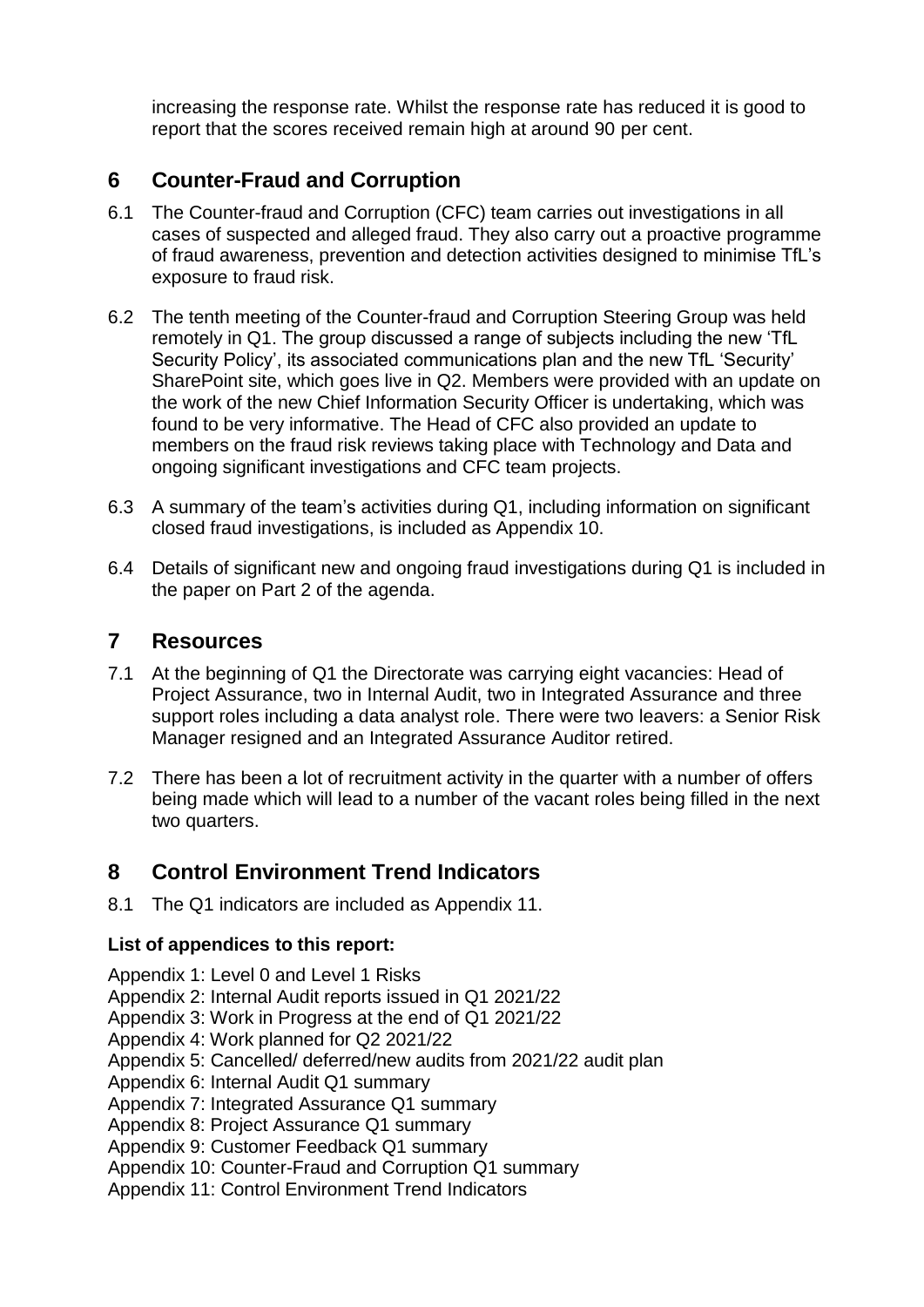increasing the response rate. Whilst the response rate has reduced it is good to report that the scores received remain high at around 90 per cent.

## 6 Counter-Fraud and Corruption

6.1 The Counter-fraud and Corruption (CFC) team carries out investigations in all cases of suspected and alleged fraud. They also carry out a proactive programme of fraud awareness, prevention and detection activities designed to minimise TfL's exposure to fraud risk.

6.2 The tenth meeting of the Counter-fraud and Corruption Steering Group was held remotely in Q1. The group discussed a range of subjects including the new 'TfL Security Policy', its associated communications plan and the new TfL 'Security' SharePoint site, which goes live in Q2. Members were provided with an update on the work of the new Chief Information Security Officer is undertaking, which was found to be very informative. The Head of CFC also provided an update to members on the fraud risk reviews taking place with Technology and Data and ongoing significant investigations and CFC team projects.

6.3 A summary of the team's activities during Q1, including information on significant closed fraud investigations, is included as Appendix 10.

6.4 Details of significant new and ongoing fraud investigations during Q1 is included in the paper on Part 2 of the agenda.

## 7 Resources

7.1 At the beginning of Q1 the Directorate was carrying eight vacancies: Head of Project Assurance, two in Internal Audit, two in Integrated Assurance and three support roles including a data analyst role. There were two leavers: a Senior Risk Manager resigned and an Integrated Assurance Auditor retired.

7.2 There has been a lot of recruitment activity in the quarter with a number of offers being made which will lead to a number of the vacant roles being filled in the next two quarters.

## 8 Control Environment Trend Indicators

8.1 The Q1 indicators are included as Appendix 11.

**List of appendices to this report:**

Appendix 1: Level 0 and Level 1 Risks
Appendix 2: Internal Audit reports issued in Q1 2021/22
Appendix 3: Work in Progress at the end of Q1 2021/22
Appendix 4: Work planned for Q2 2021/22
Appendix 5: Cancelled/ deferred/new audits from 2021/22 audit plan
Appendix 6: Internal Audit Q1 summary
Appendix 7: Integrated Assurance Q1 summary
Appendix 8: Project Assurance Q1 summary
Appendix 9: Customer Feedback Q1 summary
Appendix 10: Counter-Fraud and Corruption Q1 summary
Appendix 11: Control Environment Trend Indicators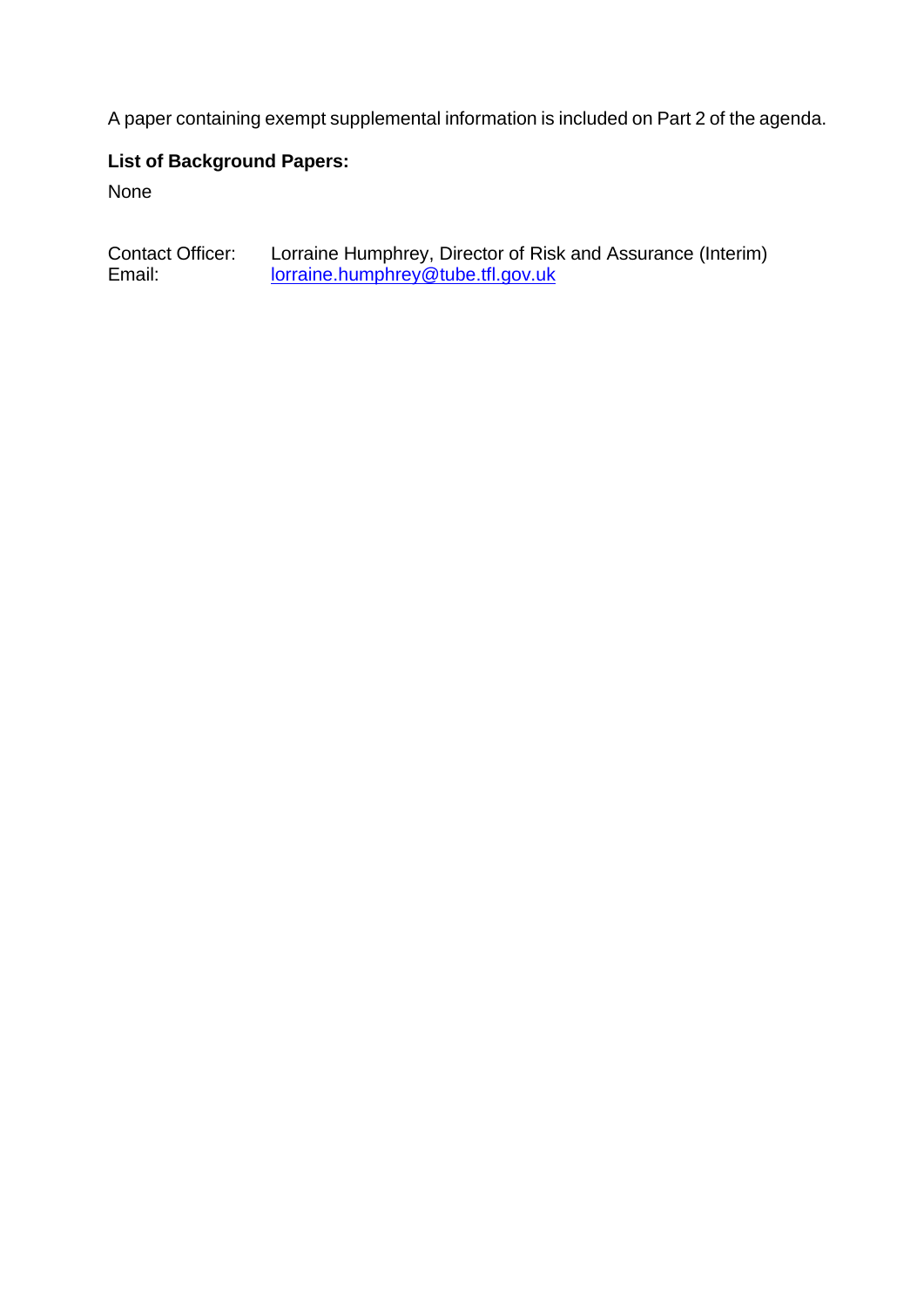A paper containing exempt supplemental information is included on Part 2 of the agenda.

**List of Background Papers:**

None

Contact Officer: Lorraine Humphrey, Director of Risk and Assurance (Interim)
Email: lorraine.humphrey@tube.tfl.gov.uk